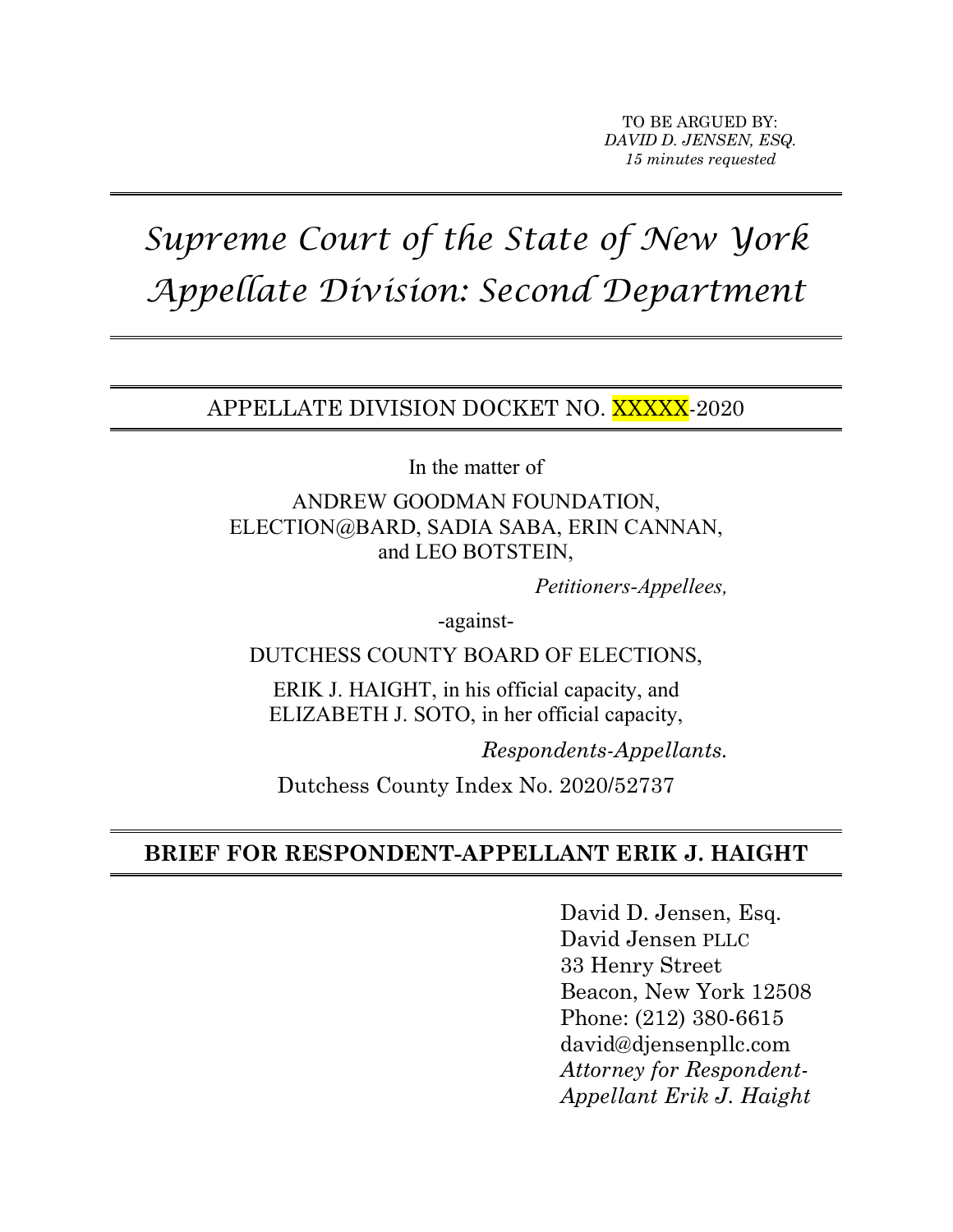TO BE ARGUED BY:
*DAVID D. JENSEN, ESQ.*
*15 minutes requested*

# *Supreme Court of the State of New York*
# *Appellate Division: Second Department*

APPELLATE DIVISION DOCKET NO. XXXXX-2020

In the matter of

ANDREW GOODMAN FOUNDATION, ELECTION@BARD, SADIA SABA, ERIN CANNAN, and LEO BOTSTEIN,

*Petitioners-Appellees,*

-against-

DUTCHESS COUNTY BOARD OF ELECTIONS,

ERIK J. HAIGHT, in his official capacity, and ELIZABETH J. SOTO, in her official capacity,

*Respondents-Appellants.*

Dutchess County Index No. 2020/52737

**BRIEF FOR RESPONDENT-APPELLANT ERIK J. HAIGHT**

David D. Jensen, Esq.
David Jensen PLLC
33 Henry Street
Beacon, New York 12508
Phone: (212) 380-6615
david@djensenpllc.com
*Attorney for Respondent-Appellant Erik J. Haight*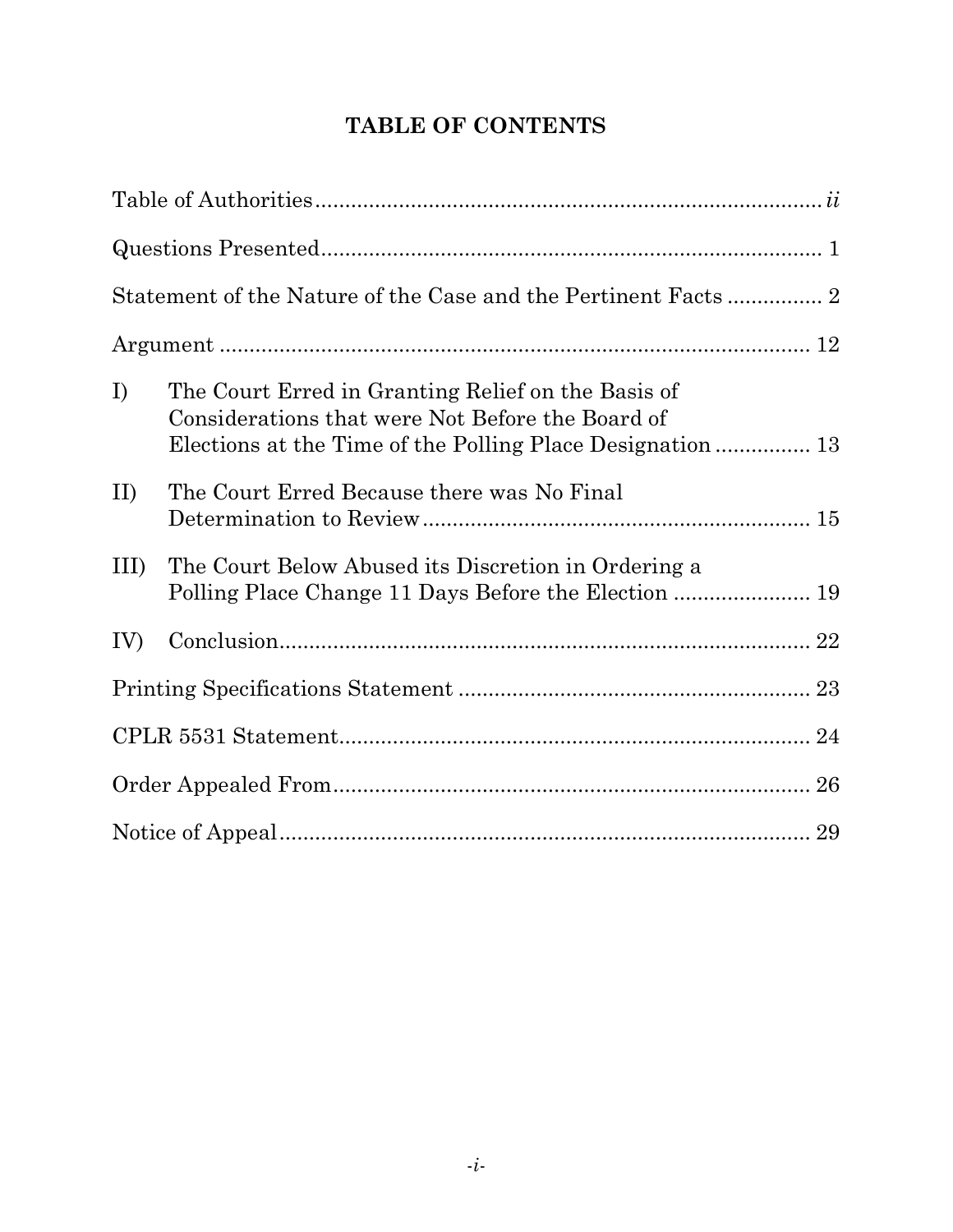# TABLE OF CONTENTS

| | | |
|---|---|---|
| Table of Authorities | | *ii* |
| Questions Presented | | 1 |
| Statement of the Nature of the Case and the Pertinent Facts | | 2 |
| Argument | | 12 |
| I) | The Court Erred in Granting Relief on the Basis of Considerations that were Not Before the Board of Elections at the Time of the Polling Place Designation | 13 |
| II) | The Court Erred Because there was No Final Determination to Review | 15 |
| III) | The Court Below Abused its Discretion in Ordering a Polling Place Change 11 Days Before the Election | 19 |
| IV) | Conclusion | 22 |
| Printing Specifications Statement | | 23 |
| CPLR 5531 Statement | | 24 |
| Order Appealed From | | 26 |
| Notice of Appeal | | 29 |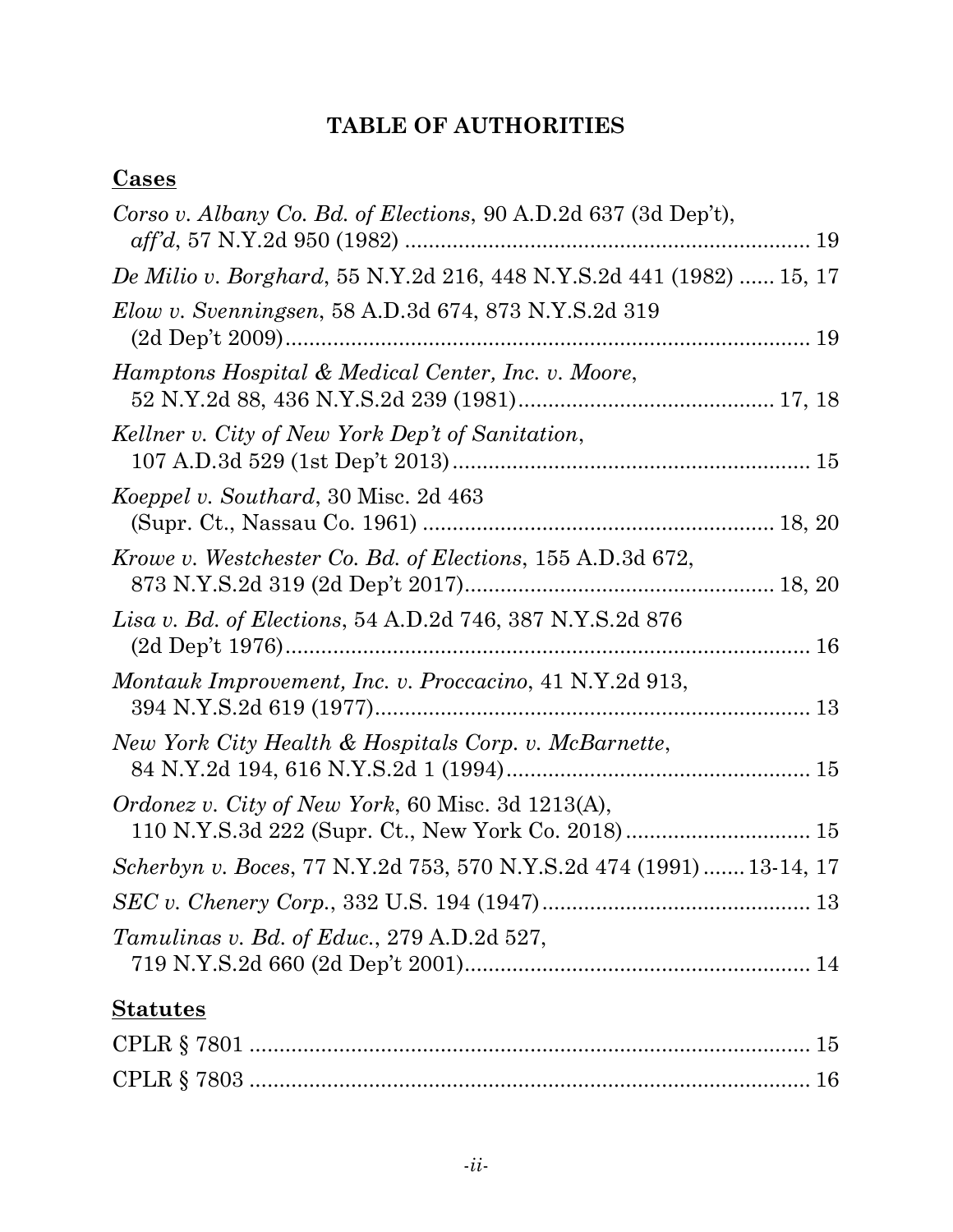# TABLE OF AUTHORITIES

## Cases

*Corso v. Albany Co. Bd. of Elections*, 90 A.D.2d 637 (3d Dep't), *aff'd*, 57 N.Y.2d 950 (1982) .................................................................... 19

*De Milio v. Borghard*, 55 N.Y.2d 216, 448 N.Y.S.2d 441 (1982) ...... 15, 17

*Elow v. Svenningsen*, 58 A.D.3d 674, 873 N.Y.S.2d 319 (2d Dep't 2009)........................................................................................ 19

*Hamptons Hospital & Medical Center, Inc. v. Moore*, 52 N.Y.2d 88, 436 N.Y.S.2d 239 (1981)........................................... 17, 18

*Kellner v. City of New York Dep't of Sanitation*, 107 A.D.3d 529 (1st Dep't 2013)............................................................ 15

*Koeppel v. Southard*, 30 Misc. 2d 463 (Supr. Ct., Nassau Co. 1961) ........................................................... 18, 20

*Krowe v. Westchester Co. Bd. of Elections*, 155 A.D.3d 672, 873 N.Y.S.2d 319 (2d Dep't 2017).................................................... 18, 20

*Lisa v. Bd. of Elections*, 54 A.D.2d 746, 387 N.Y.S.2d 876 (2d Dep't 1976)........................................................................................ 16

*Montauk Improvement, Inc. v. Proccacino*, 41 N.Y.2d 913, 394 N.Y.S.2d 619 (1977)......................................................................... 13

*New York City Health & Hospitals Corp. v. McBarnette*, 84 N.Y.2d 194, 616 N.Y.S.2d 1 (1994)................................................... 15

*Ordonez v. City of New York*, 60 Misc. 3d 1213(A), 110 N.Y.S.3d 222 (Supr. Ct., New York Co. 2018)............................... 15

*Scherbyn v. Boces*, 77 N.Y.2d 753, 570 N.Y.S.2d 474 (1991)....... 13-14, 17

*SEC v. Chenery Corp.*, 332 U.S. 194 (1947)............................................. 13

*Tamulinas v. Bd. of Educ.*, 279 A.D.2d 527, 719 N.Y.S.2d 660 (2d Dep't 2001)........................................................... 14

## Statutes

CPLR § 7801 ............................................................................................ 15

CPLR § 7803 ............................................................................................ 16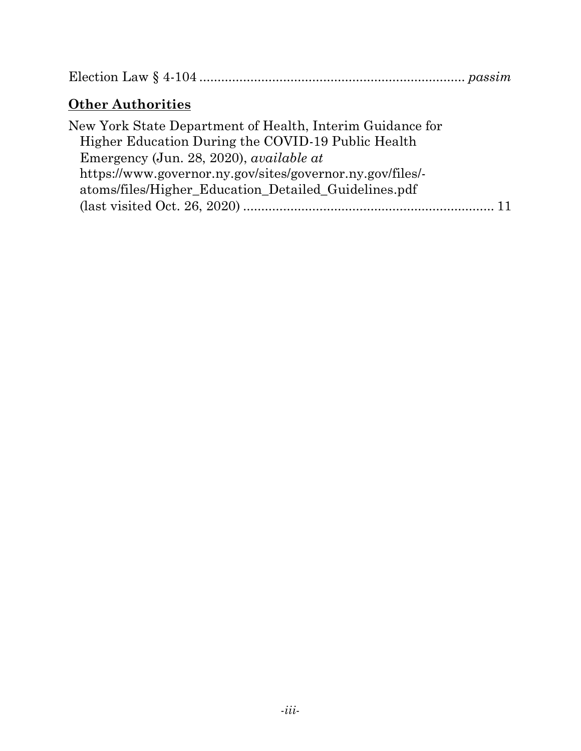Election Law § 4-104 ........................................................................ *passim*

**Other Authorities**

New York State Department of Health, Interim Guidance for Higher Education During the COVID-19 Public Health Emergency (Jun. 28, 2020), *available at* https://www.governor.ny.gov/sites/governor.ny.gov/files/-atoms/files/Higher_Education_Detailed_Guidelines.pdf (last visited Oct. 26, 2020) .................................................................... 11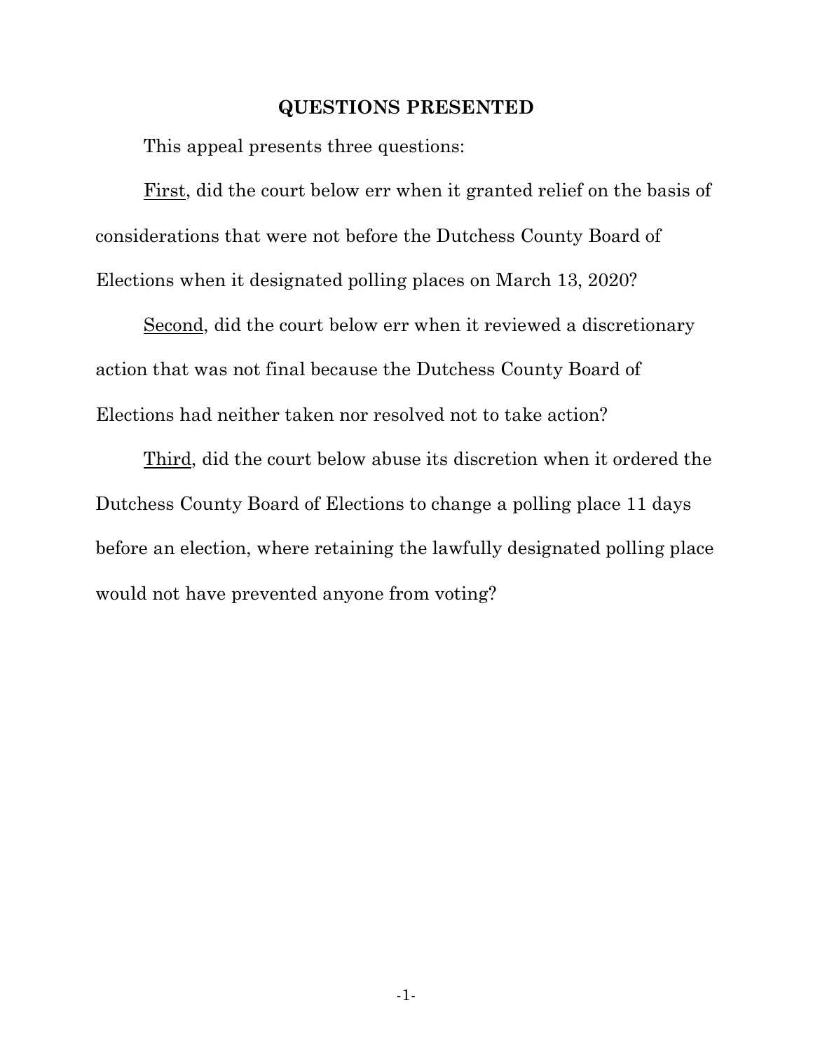## QUESTIONS PRESENTED

This appeal presents three questions:

<u>First</u>, did the court below err when it granted relief on the basis of considerations that were not before the Dutchess County Board of Elections when it designated polling places on March 13, 2020?

<u>Second</u>, did the court below err when it reviewed a discretionary action that was not final because the Dutchess County Board of Elections had neither taken nor resolved not to take action?

<u>Third</u>, did the court below abuse its discretion when it ordered the Dutchess County Board of Elections to change a polling place 11 days before an election, where retaining the lawfully designated polling place would not have prevented anyone from voting?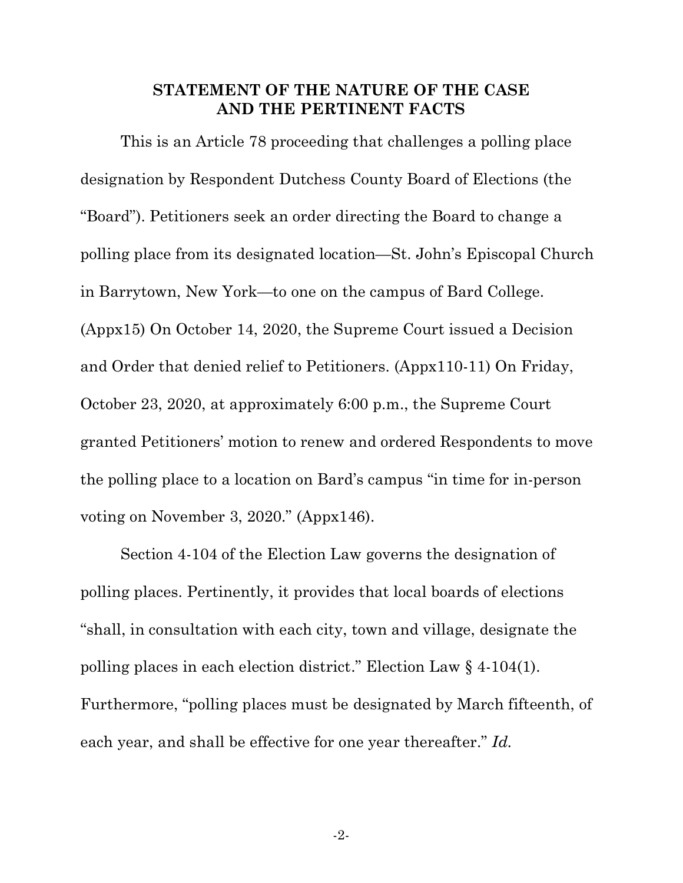## STATEMENT OF THE NATURE OF THE CASE AND THE PERTINENT FACTS

This is an Article 78 proceeding that challenges a polling place designation by Respondent Dutchess County Board of Elections (the "Board"). Petitioners seek an order directing the Board to change a polling place from its designated location—St. John's Episcopal Church in Barrytown, New York—to one on the campus of Bard College. (Appx15) On October 14, 2020, the Supreme Court issued a Decision and Order that denied relief to Petitioners. (Appx110-11) On Friday, October 23, 2020, at approximately 6:00 p.m., the Supreme Court granted Petitioners' motion to renew and ordered Respondents to move the polling place to a location on Bard's campus "in time for in-person voting on November 3, 2020." (Appx146).

Section 4-104 of the Election Law governs the designation of polling places. Pertinently, it provides that local boards of elections "shall, in consultation with each city, town and village, designate the polling places in each election district." Election Law § 4-104(1). Furthermore, "polling places must be designated by March fifteenth, of each year, and shall be effective for one year thereafter." *Id.*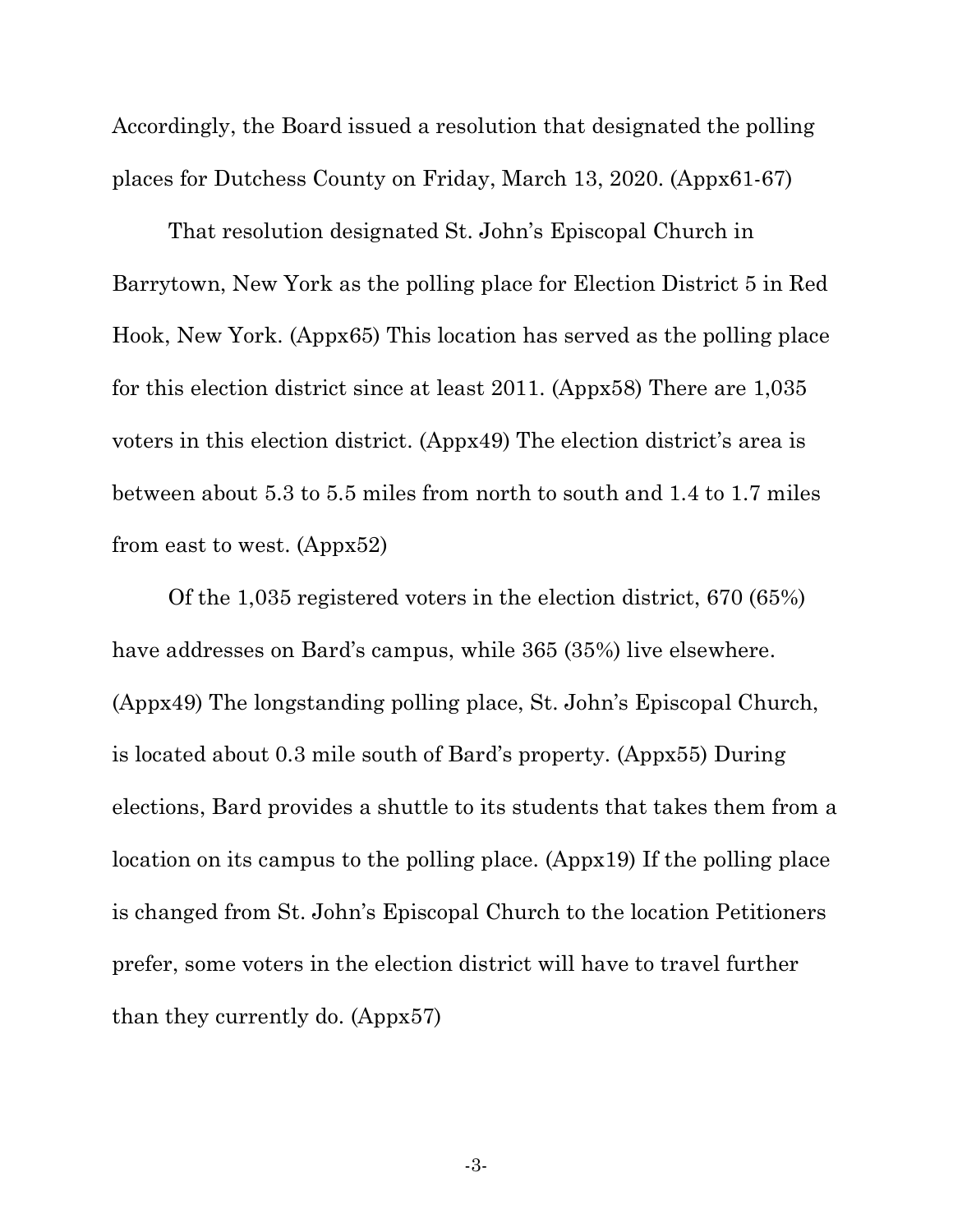Accordingly, the Board issued a resolution that designated the polling places for Dutchess County on Friday, March 13, 2020. (Appx61-67)

That resolution designated St. John's Episcopal Church in Barrytown, New York as the polling place for Election District 5 in Red Hook, New York. (Appx65) This location has served as the polling place for this election district since at least 2011. (Appx58) There are 1,035 voters in this election district. (Appx49) The election district's area is between about 5.3 to 5.5 miles from north to south and 1.4 to 1.7 miles from east to west. (Appx52)

Of the 1,035 registered voters in the election district, 670 (65%) have addresses on Bard's campus, while 365 (35%) live elsewhere. (Appx49) The longstanding polling place, St. John's Episcopal Church, is located about 0.3 mile south of Bard's property. (Appx55) During elections, Bard provides a shuttle to its students that takes them from a location on its campus to the polling place. (Appx19) If the polling place is changed from St. John's Episcopal Church to the location Petitioners prefer, some voters in the election district will have to travel further than they currently do. (Appx57)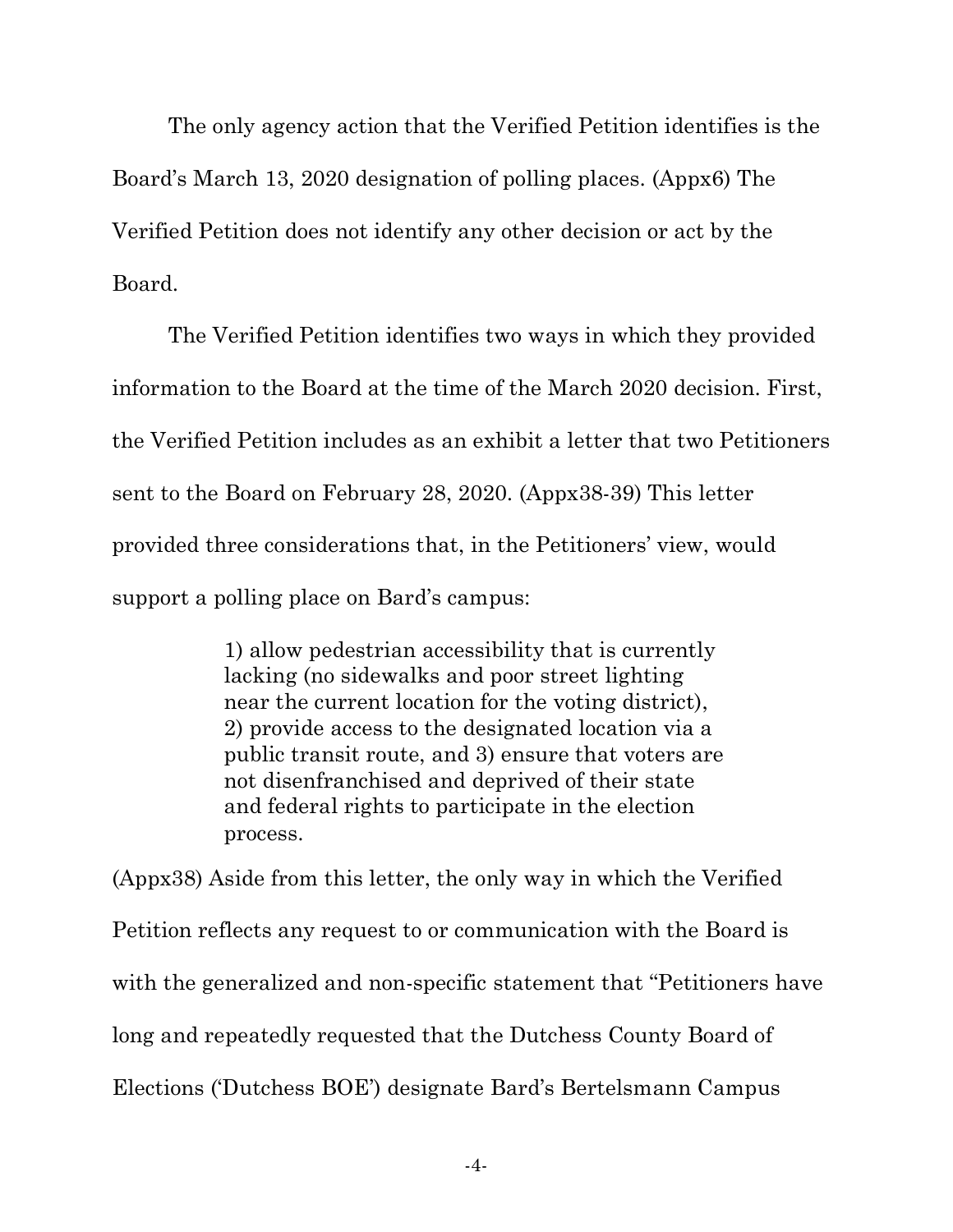The only agency action that the Verified Petition identifies is the Board's March 13, 2020 designation of polling places. (Appx6) The Verified Petition does not identify any other decision or act by the Board.

The Verified Petition identifies two ways in which they provided information to the Board at the time of the March 2020 decision. First, the Verified Petition includes as an exhibit a letter that two Petitioners sent to the Board on February 28, 2020. (Appx38-39) This letter provided three considerations that, in the Petitioners' view, would support a polling place on Bard's campus:

> 1) allow pedestrian accessibility that is currently lacking (no sidewalks and poor street lighting near the current location for the voting district), 2) provide access to the designated location via a public transit route, and 3) ensure that voters are not disenfranchised and deprived of their state and federal rights to participate in the election process.

(Appx38) Aside from this letter, the only way in which the Verified Petition reflects any request to or communication with the Board is with the generalized and non-specific statement that "Petitioners have long and repeatedly requested that the Dutchess County Board of Elections ('Dutchess BOE') designate Bard's Bertelsmann Campus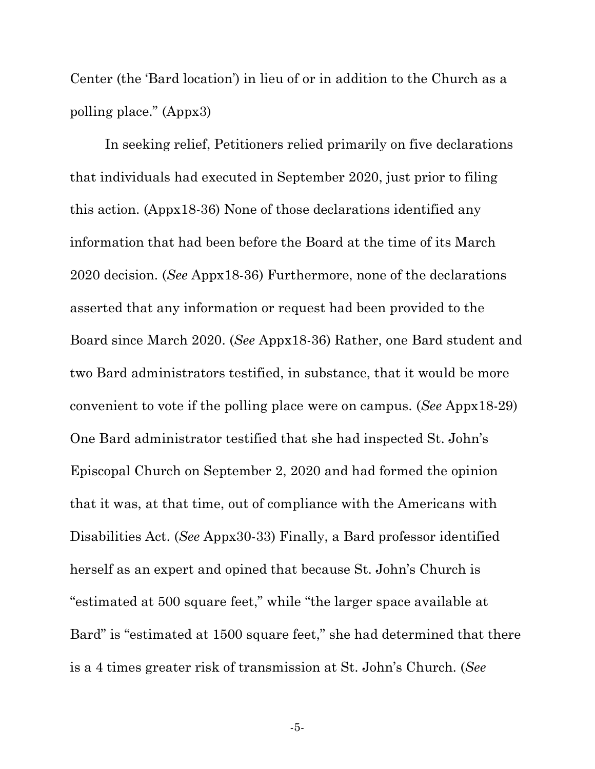Center (the 'Bard location') in lieu of or in addition to the Church as a polling place." (Appx3)

In seeking relief, Petitioners relied primarily on five declarations that individuals had executed in September 2020, just prior to filing this action. (Appx18-36) None of those declarations identified any information that had been before the Board at the time of its March 2020 decision. (*See* Appx18-36) Furthermore, none of the declarations asserted that any information or request had been provided to the Board since March 2020. (*See* Appx18-36) Rather, one Bard student and two Bard administrators testified, in substance, that it would be more convenient to vote if the polling place were on campus. (*See* Appx18-29) One Bard administrator testified that she had inspected St. John's Episcopal Church on September 2, 2020 and had formed the opinion that it was, at that time, out of compliance with the Americans with Disabilities Act. (*See* Appx30-33) Finally, a Bard professor identified herself as an expert and opined that because St. John's Church is "estimated at 500 square feet," while "the larger space available at Bard" is "estimated at 1500 square feet," she had determined that there is a 4 times greater risk of transmission at St. John's Church. (*See*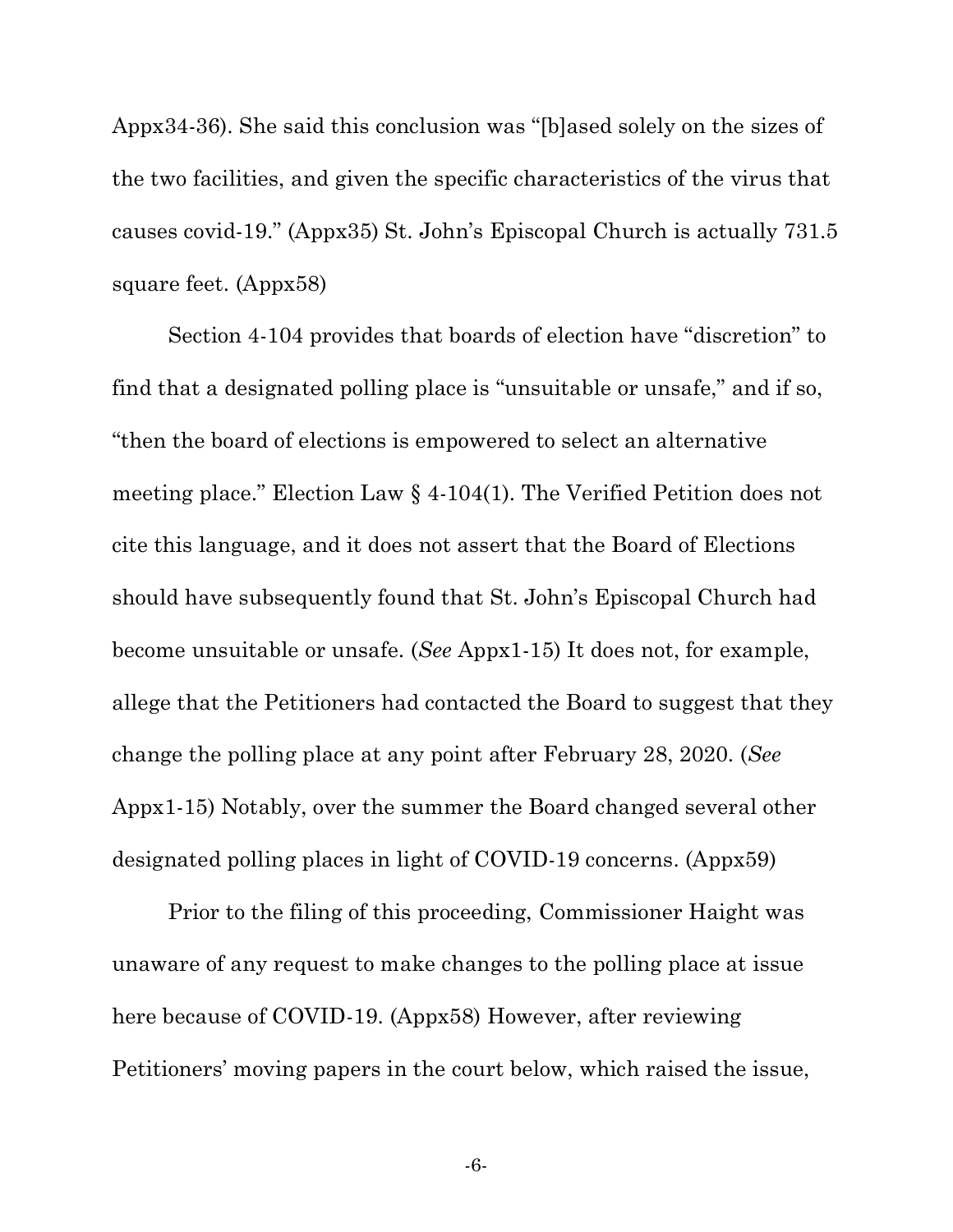Appx34-36). She said this conclusion was "[b]ased solely on the sizes of the two facilities, and given the specific characteristics of the virus that causes covid-19." (Appx35) St. John's Episcopal Church is actually 731.5 square feet. (Appx58)

Section 4-104 provides that boards of election have "discretion" to find that a designated polling place is "unsuitable or unsafe," and if so, "then the board of elections is empowered to select an alternative meeting place." Election Law § 4-104(1). The Verified Petition does not cite this language, and it does not assert that the Board of Elections should have subsequently found that St. John's Episcopal Church had become unsuitable or unsafe. (*See* Appx1-15) It does not, for example, allege that the Petitioners had contacted the Board to suggest that they change the polling place at any point after February 28, 2020. (*See* Appx1-15) Notably, over the summer the Board changed several other designated polling places in light of COVID-19 concerns. (Appx59)

Prior to the filing of this proceeding, Commissioner Haight was unaware of any request to make changes to the polling place at issue here because of COVID-19. (Appx58) However, after reviewing Petitioners' moving papers in the court below, which raised the issue,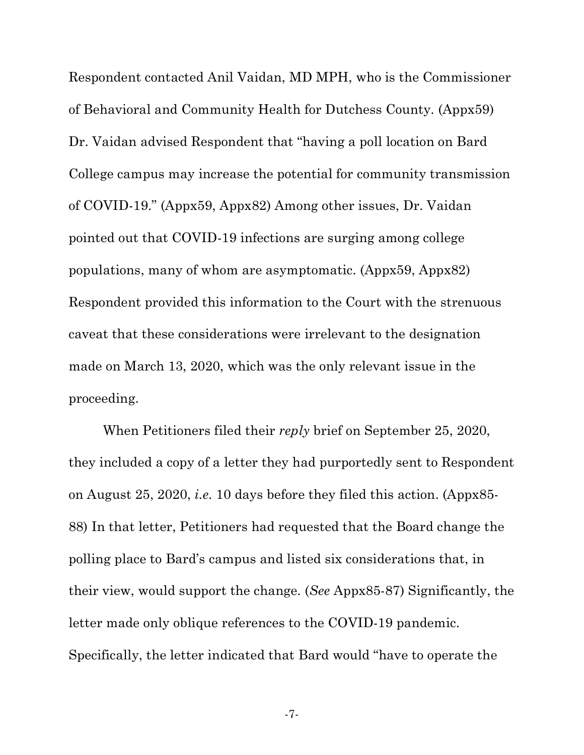Respondent contacted Anil Vaidan, MD MPH, who is the Commissioner of Behavioral and Community Health for Dutchess County. (Appx59) Dr. Vaidan advised Respondent that "having a poll location on Bard College campus may increase the potential for community transmission of COVID-19." (Appx59, Appx82) Among other issues, Dr. Vaidan pointed out that COVID-19 infections are surging among college populations, many of whom are asymptomatic. (Appx59, Appx82) Respondent provided this information to the Court with the strenuous caveat that these considerations were irrelevant to the designation made on March 13, 2020, which was the only relevant issue in the proceeding.

When Petitioners filed their *reply* brief on September 25, 2020, they included a copy of a letter they had purportedly sent to Respondent on August 25, 2020, *i.e.* 10 days before they filed this action. (Appx85-88) In that letter, Petitioners had requested that the Board change the polling place to Bard's campus and listed six considerations that, in their view, would support the change. (*See* Appx85-87) Significantly, the letter made only oblique references to the COVID-19 pandemic. Specifically, the letter indicated that Bard would "have to operate the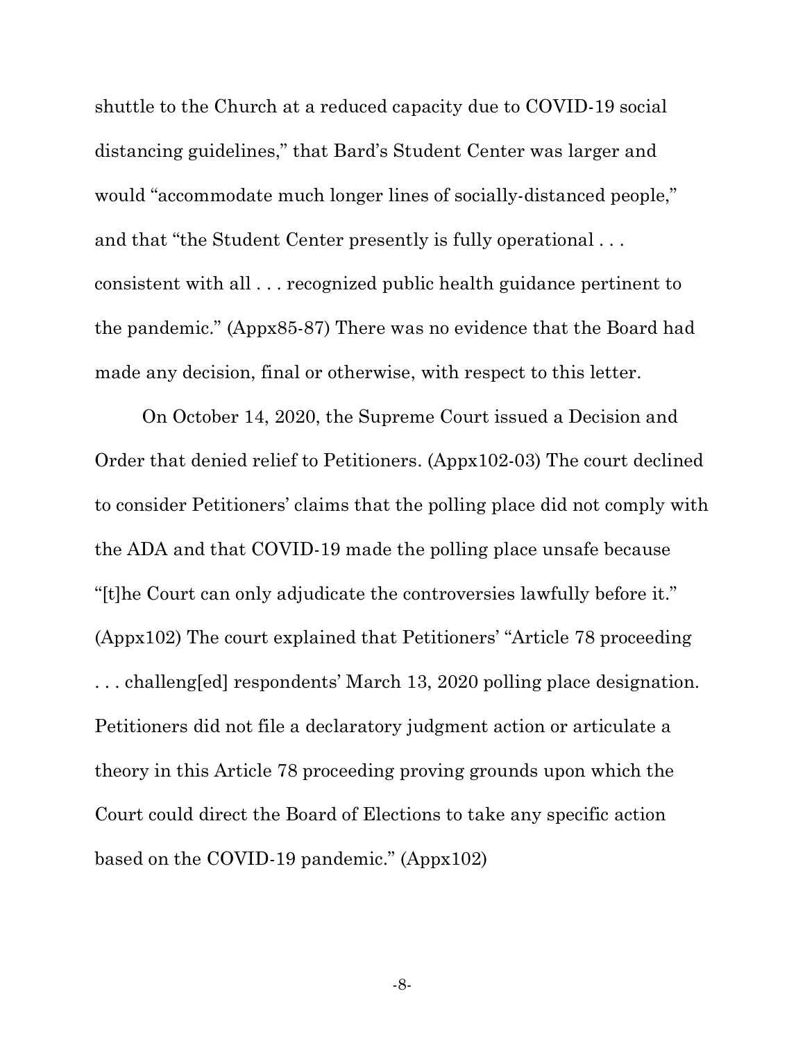shuttle to the Church at a reduced capacity due to COVID-19 social distancing guidelines," that Bard's Student Center was larger and would "accommodate much longer lines of socially-distanced people," and that "the Student Center presently is fully operational . . . consistent with all . . . recognized public health guidance pertinent to the pandemic." (Appx85-87) There was no evidence that the Board had made any decision, final or otherwise, with respect to this letter.

On October 14, 2020, the Supreme Court issued a Decision and Order that denied relief to Petitioners. (Appx102-03) The court declined to consider Petitioners' claims that the polling place did not comply with the ADA and that COVID-19 made the polling place unsafe because "[t]he Court can only adjudicate the controversies lawfully before it." (Appx102) The court explained that Petitioners' "Article 78 proceeding . . . challeng[ed] respondents' March 13, 2020 polling place designation. Petitioners did not file a declaratory judgment action or articulate a theory in this Article 78 proceeding proving grounds upon which the Court could direct the Board of Elections to take any specific action based on the COVID-19 pandemic." (Appx102)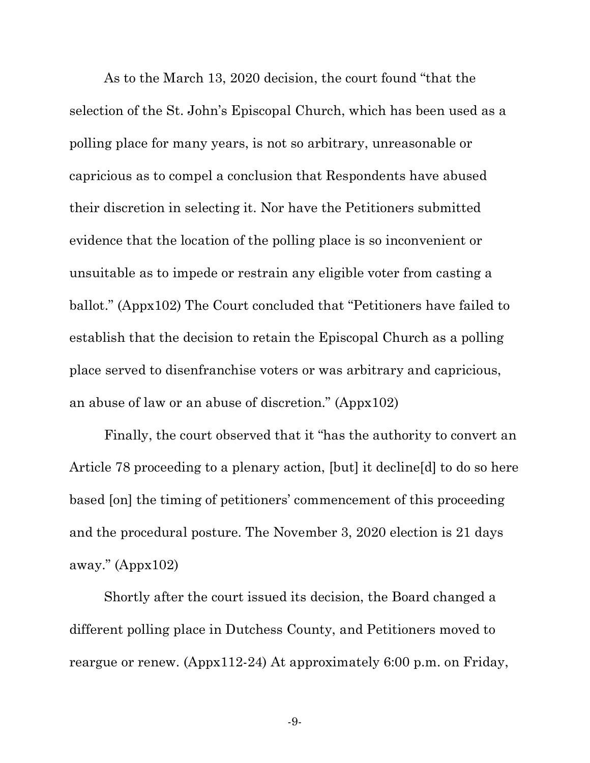As to the March 13, 2020 decision, the court found "that the selection of the St. John's Episcopal Church, which has been used as a polling place for many years, is not so arbitrary, unreasonable or capricious as to compel a conclusion that Respondents have abused their discretion in selecting it. Nor have the Petitioners submitted evidence that the location of the polling place is so inconvenient or unsuitable as to impede or restrain any eligible voter from casting a ballot." (Appx102) The Court concluded that "Petitioners have failed to establish that the decision to retain the Episcopal Church as a polling place served to disenfranchise voters or was arbitrary and capricious, an abuse of law or an abuse of discretion." (Appx102)

Finally, the court observed that it "has the authority to convert an Article 78 proceeding to a plenary action, [but] it decline[d] to do so here based [on] the timing of petitioners' commencement of this proceeding and the procedural posture. The November 3, 2020 election is 21 days away." (Appx102)

Shortly after the court issued its decision, the Board changed a different polling place in Dutchess County, and Petitioners moved to reargue or renew. (Appx112-24) At approximately 6:00 p.m. on Friday,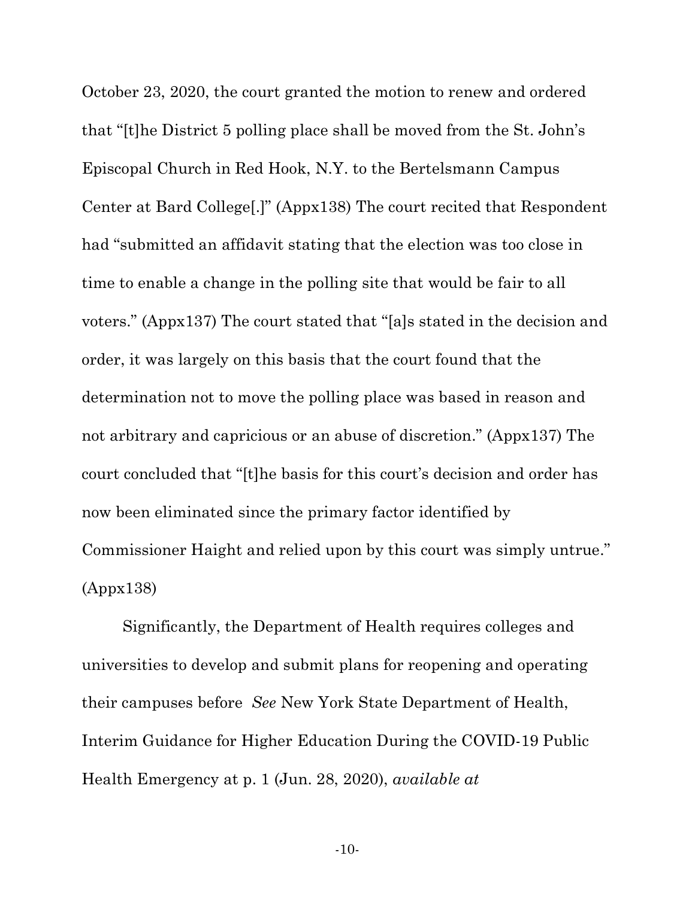October 23, 2020, the court granted the motion to renew and ordered that "[t]he District 5 polling place shall be moved from the St. John's Episcopal Church in Red Hook, N.Y. to the Bertelsmann Campus Center at Bard College[.]" (Appx138) The court recited that Respondent had "submitted an affidavit stating that the election was too close in time to enable a change in the polling site that would be fair to all voters." (Appx137) The court stated that "[a]s stated in the decision and order, it was largely on this basis that the court found that the determination not to move the polling place was based in reason and not arbitrary and capricious or an abuse of discretion." (Appx137) The court concluded that "[t]he basis for this court's decision and order has now been eliminated since the primary factor identified by Commissioner Haight and relied upon by this court was simply untrue." (Appx138)

Significantly, the Department of Health requires colleges and universities to develop and submit plans for reopening and operating their campuses before *See* New York State Department of Health, Interim Guidance for Higher Education During the COVID-19 Public Health Emergency at p. 1 (Jun. 28, 2020), *available at*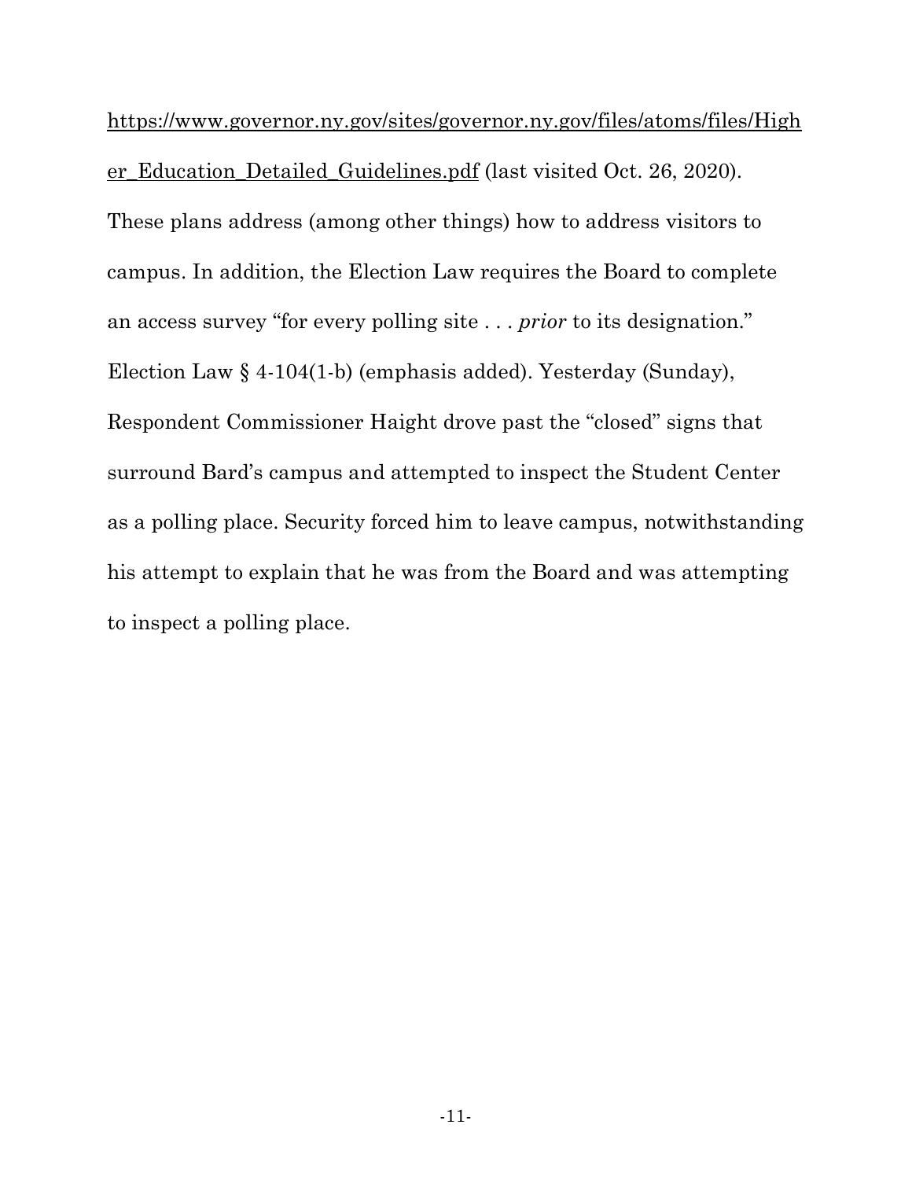https://www.governor.ny.gov/sites/governor.ny.gov/files/atoms/files/Higher_Education_Detailed_Guidelines.pdf (last visited Oct. 26, 2020). These plans address (among other things) how to address visitors to campus. In addition, the Election Law requires the Board to complete an access survey "for every polling site . . . *prior* to its designation." Election Law § 4-104(1-b) (emphasis added). Yesterday (Sunday), Respondent Commissioner Haight drove past the "closed" signs that surround Bard's campus and attempted to inspect the Student Center as a polling place. Security forced him to leave campus, notwithstanding his attempt to explain that he was from the Board and was attempting to inspect a polling place.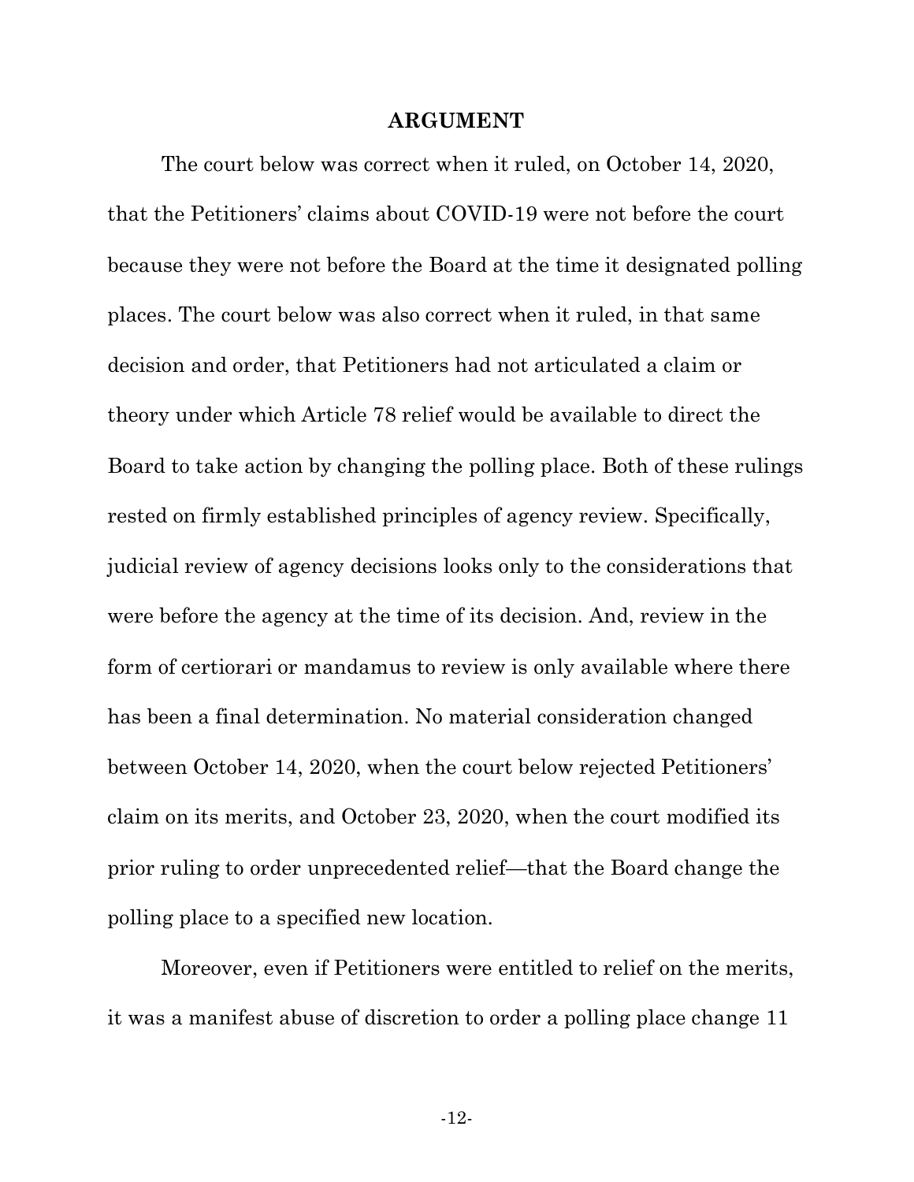## ARGUMENT

The court below was correct when it ruled, on October 14, 2020, that the Petitioners' claims about COVID-19 were not before the court because they were not before the Board at the time it designated polling places. The court below was also correct when it ruled, in that same decision and order, that Petitioners had not articulated a claim or theory under which Article 78 relief would be available to direct the Board to take action by changing the polling place. Both of these rulings rested on firmly established principles of agency review. Specifically, judicial review of agency decisions looks only to the considerations that were before the agency at the time of its decision. And, review in the form of certiorari or mandamus to review is only available where there has been a final determination. No material consideration changed between October 14, 2020, when the court below rejected Petitioners' claim on its merits, and October 23, 2020, when the court modified its prior ruling to order unprecedented relief—that the Board change the polling place to a specified new location.

Moreover, even if Petitioners were entitled to relief on the merits, it was a manifest abuse of discretion to order a polling place change 11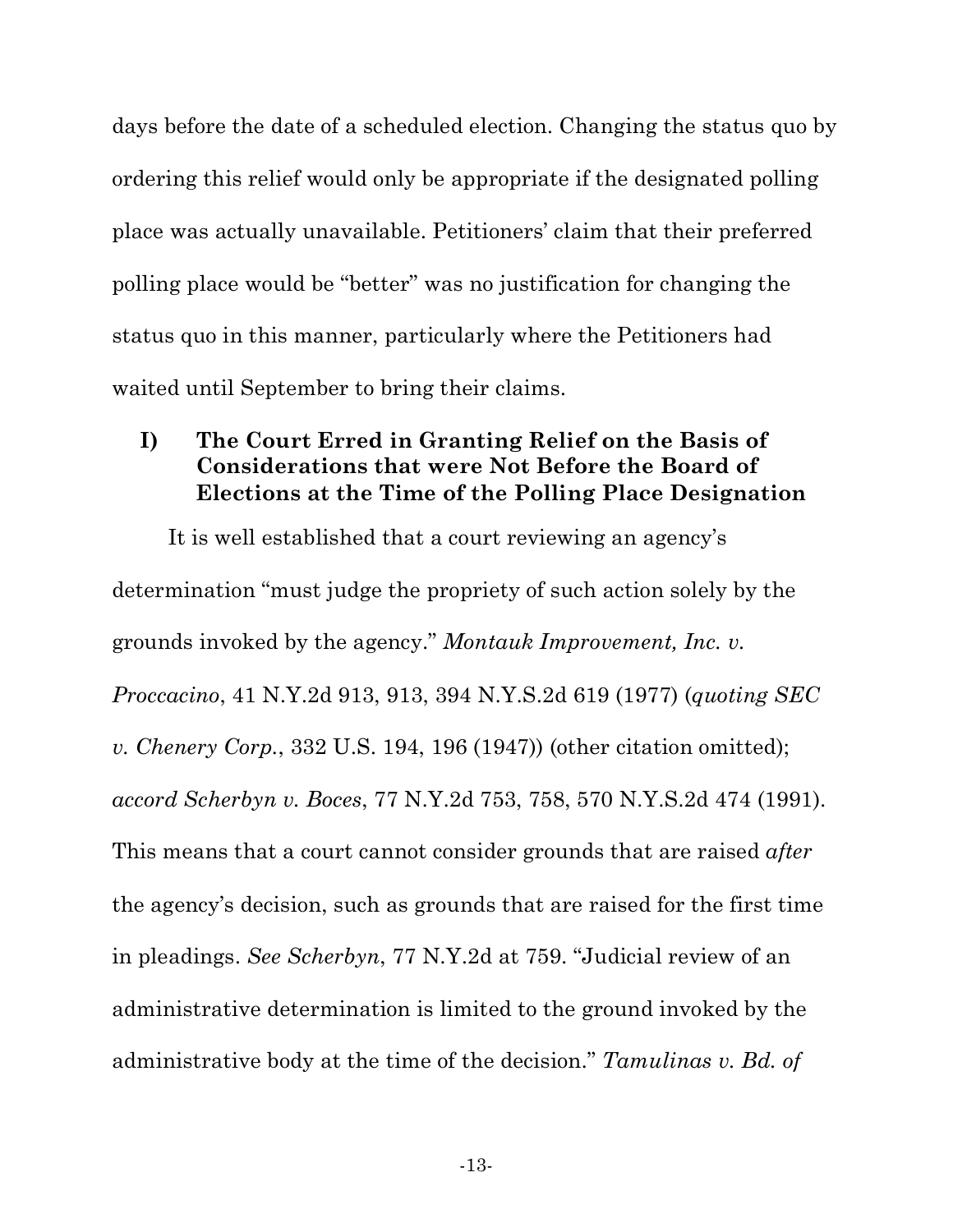days before the date of a scheduled election. Changing the status quo by ordering this relief would only be appropriate if the designated polling place was actually unavailable. Petitioners' claim that their preferred polling place would be "better" was no justification for changing the status quo in this manner, particularly where the Petitioners had waited until September to bring their claims.

### I) The Court Erred in Granting Relief on the Basis of Considerations that were Not Before the Board of Elections at the Time of the Polling Place Designation

It is well established that a court reviewing an agency's determination "must judge the propriety of such action solely by the grounds invoked by the agency." *Montauk Improvement, Inc. v. Proccacino*, 41 N.Y.2d 913, 913, 394 N.Y.S.2d 619 (1977) (*quoting SEC v. Chenery Corp.*, 332 U.S. 194, 196 (1947)) (other citation omitted); *accord Scherbyn v. Boces*, 77 N.Y.2d 753, 758, 570 N.Y.S.2d 474 (1991). This means that a court cannot consider grounds that are raised *after* the agency's decision, such as grounds that are raised for the first time in pleadings. *See Scherbyn*, 77 N.Y.2d at 759. "Judicial review of an administrative determination is limited to the ground invoked by the administrative body at the time of the decision." *Tamulinas v. Bd. of*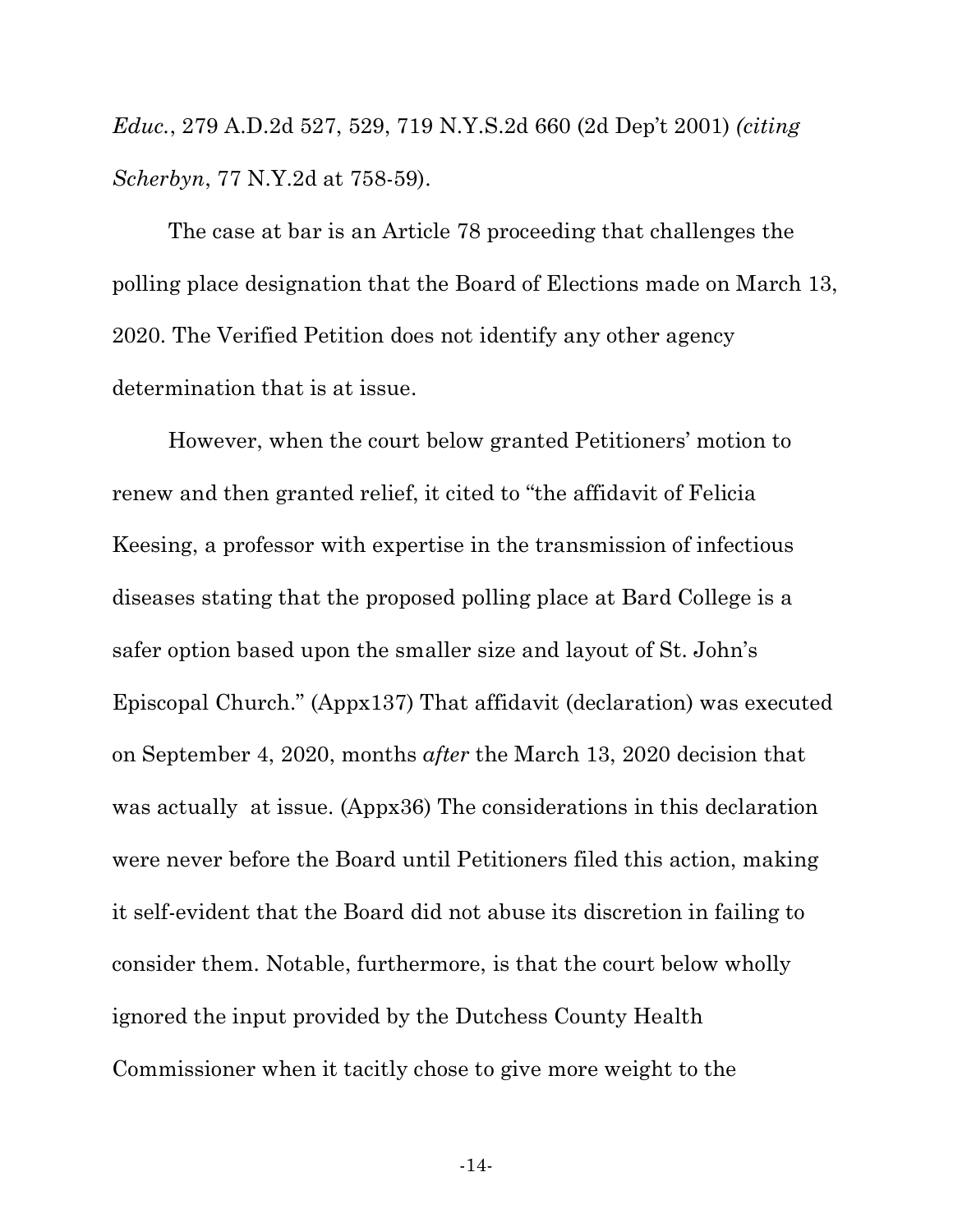*Educ.*, 279 A.D.2d 527, 529, 719 N.Y.S.2d 660 (2d Dep't 2001) *(citing Scherbyn*, 77 N.Y.2d at 758-59).

The case at bar is an Article 78 proceeding that challenges the polling place designation that the Board of Elections made on March 13, 2020. The Verified Petition does not identify any other agency determination that is at issue.

However, when the court below granted Petitioners' motion to renew and then granted relief, it cited to "the affidavit of Felicia Keesing, a professor with expertise in the transmission of infectious diseases stating that the proposed polling place at Bard College is a safer option based upon the smaller size and layout of St. John's Episcopal Church." (Appx137) That affidavit (declaration) was executed on September 4, 2020, months *after* the March 13, 2020 decision that was actually at issue. (Appx36) The considerations in this declaration were never before the Board until Petitioners filed this action, making it self-evident that the Board did not abuse its discretion in failing to consider them. Notable, furthermore, is that the court below wholly ignored the input provided by the Dutchess County Health Commissioner when it tacitly chose to give more weight to the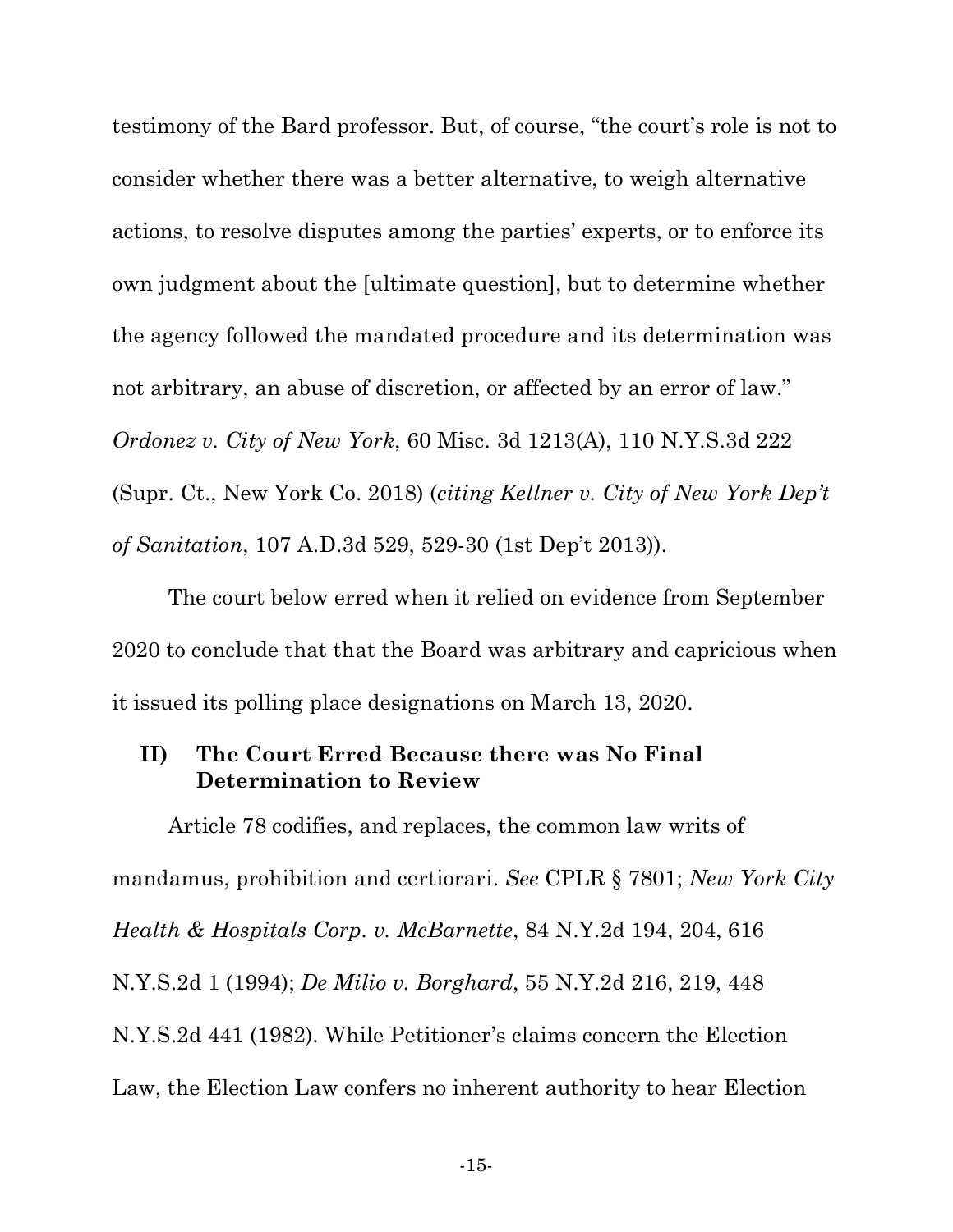testimony of the Bard professor. But, of course, "the court's role is not to consider whether there was a better alternative, to weigh alternative actions, to resolve disputes among the parties' experts, or to enforce its own judgment about the [ultimate question], but to determine whether the agency followed the mandated procedure and its determination was not arbitrary, an abuse of discretion, or affected by an error of law." *Ordonez v. City of New York*, 60 Misc. 3d 1213(A), 110 N.Y.S.3d 222 (Supr. Ct., New York Co. 2018) (*citing Kellner v. City of New York Dep't of Sanitation*, 107 A.D.3d 529, 529-30 (1st Dep't 2013)).

The court below erred when it relied on evidence from September 2020 to conclude that that the Board was arbitrary and capricious when it issued its polling place designations on March 13, 2020.

## II) The Court Erred Because there was No Final Determination to Review

Article 78 codifies, and replaces, the common law writs of mandamus, prohibition and certiorari. *See* CPLR § 7801; *New York City Health & Hospitals Corp. v. McBarnette*, 84 N.Y.2d 194, 204, 616 N.Y.S.2d 1 (1994); *De Milio v. Borghard*, 55 N.Y.2d 216, 219, 448 N.Y.S.2d 441 (1982). While Petitioner's claims concern the Election Law, the Election Law confers no inherent authority to hear Election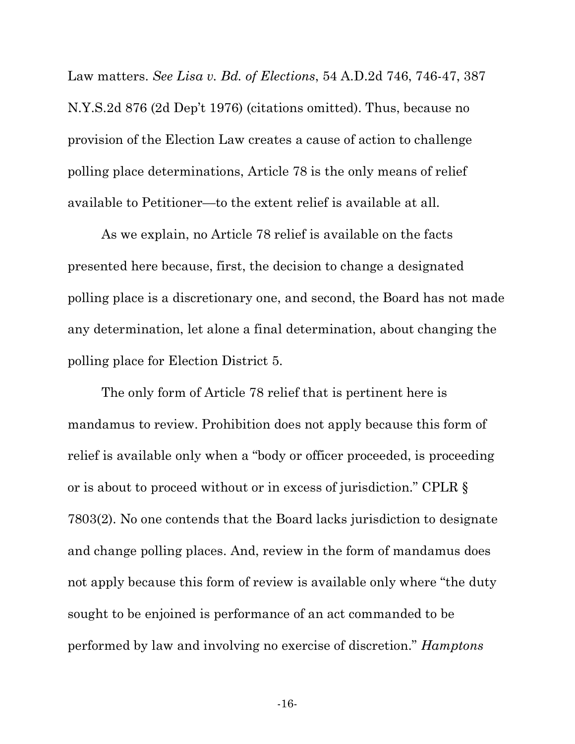Law matters. *See Lisa v. Bd. of Elections*, 54 A.D.2d 746, 746-47, 387 N.Y.S.2d 876 (2d Dep't 1976) (citations omitted). Thus, because no provision of the Election Law creates a cause of action to challenge polling place determinations, Article 78 is the only means of relief available to Petitioner—to the extent relief is available at all.

As we explain, no Article 78 relief is available on the facts presented here because, first, the decision to change a designated polling place is a discretionary one, and second, the Board has not made any determination, let alone a final determination, about changing the polling place for Election District 5.

The only form of Article 78 relief that is pertinent here is mandamus to review. Prohibition does not apply because this form of relief is available only when a "body or officer proceeded, is proceeding or is about to proceed without or in excess of jurisdiction." CPLR § 7803(2). No one contends that the Board lacks jurisdiction to designate and change polling places. And, review in the form of mandamus does not apply because this form of review is available only where "the duty sought to be enjoined is performance of an act commanded to be performed by law and involving no exercise of discretion." *Hamptons*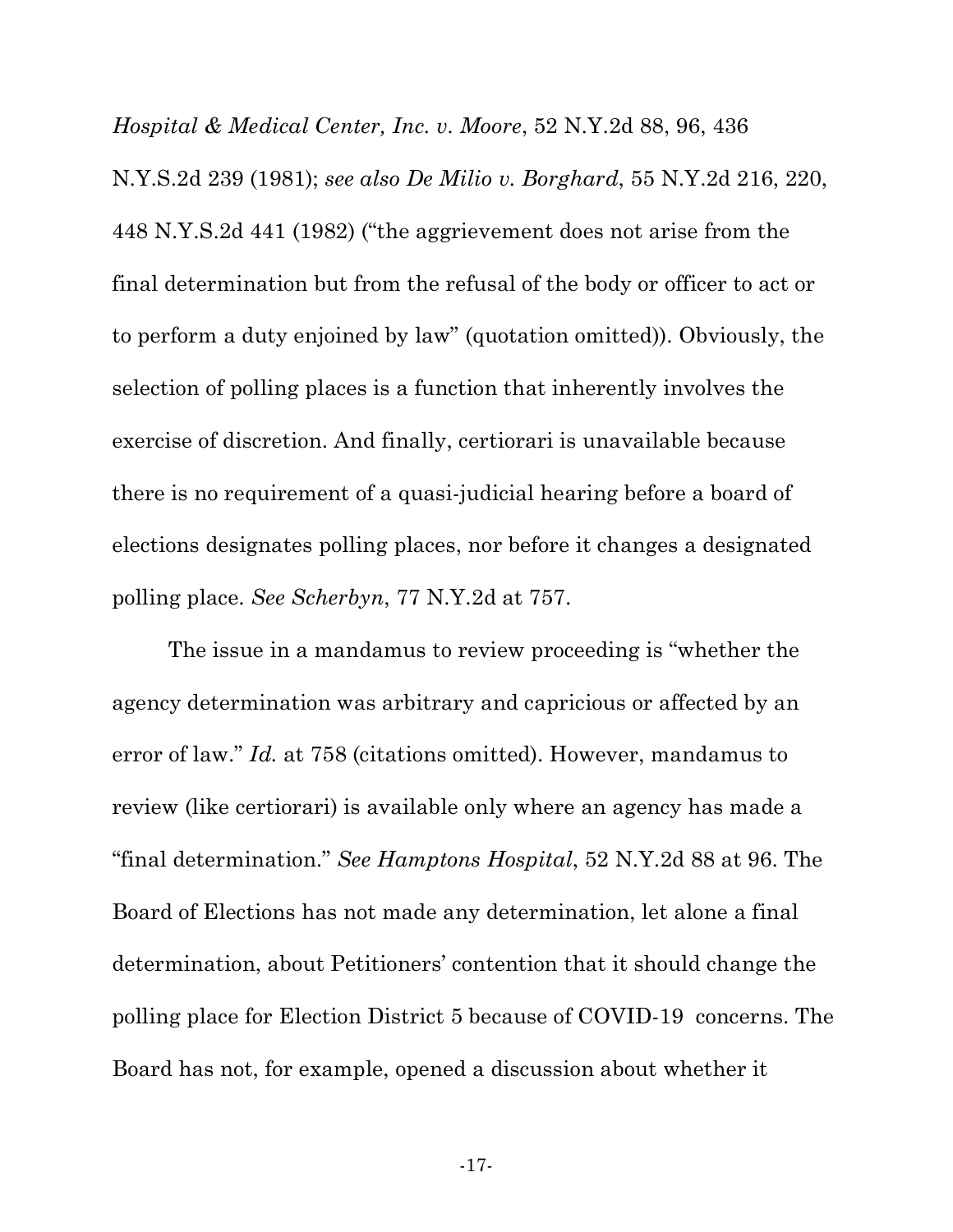*Hospital & Medical Center, Inc. v. Moore*, 52 N.Y.2d 88, 96, 436 N.Y.S.2d 239 (1981); *see also De Milio v. Borghard*, 55 N.Y.2d 216, 220, 448 N.Y.S.2d 441 (1982) ("the aggrievement does not arise from the final determination but from the refusal of the body or officer to act or to perform a duty enjoined by law" (quotation omitted)). Obviously, the selection of polling places is a function that inherently involves the exercise of discretion. And finally, certiorari is unavailable because there is no requirement of a quasi-judicial hearing before a board of elections designates polling places, nor before it changes a designated polling place. *See Scherbyn*, 77 N.Y.2d at 757.

The issue in a mandamus to review proceeding is "whether the agency determination was arbitrary and capricious or affected by an error of law." *Id.* at 758 (citations omitted). However, mandamus to review (like certiorari) is available only where an agency has made a "final determination." *See Hamptons Hospital*, 52 N.Y.2d 88 at 96. The Board of Elections has not made any determination, let alone a final determination, about Petitioners' contention that it should change the polling place for Election District 5 because of COVID-19 concerns. The Board has not, for example, opened a discussion about whether it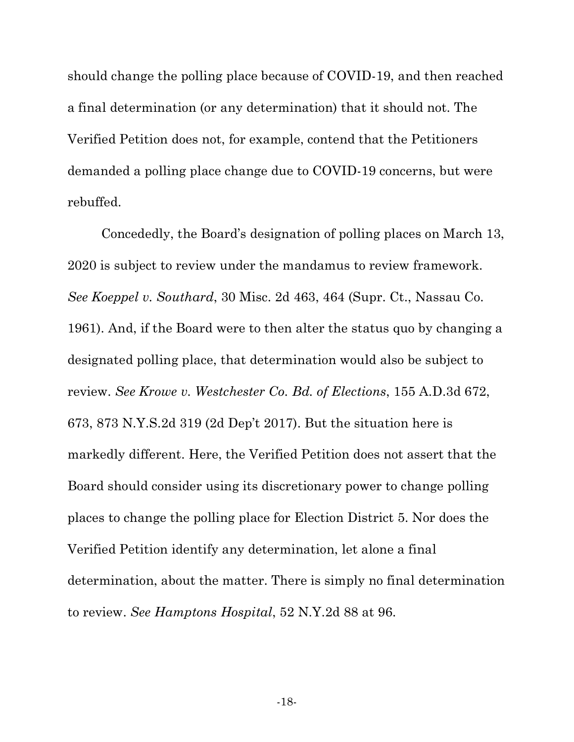should change the polling place because of COVID-19, and then reached a final determination (or any determination) that it should not. The Verified Petition does not, for example, contend that the Petitioners demanded a polling place change due to COVID-19 concerns, but were rebuffed.

Concededly, the Board's designation of polling places on March 13, 2020 is subject to review under the mandamus to review framework. *See Koeppel v. Southard*, 30 Misc. 2d 463, 464 (Supr. Ct., Nassau Co. 1961). And, if the Board were to then alter the status quo by changing a designated polling place, that determination would also be subject to review. *See Krowe v. Westchester Co. Bd. of Elections*, 155 A.D.3d 672, 673, 873 N.Y.S.2d 319 (2d Dep't 2017). But the situation here is markedly different. Here, the Verified Petition does not assert that the Board should consider using its discretionary power to change polling places to change the polling place for Election District 5. Nor does the Verified Petition identify any determination, let alone a final determination, about the matter. There is simply no final determination to review. *See Hamptons Hospital*, 52 N.Y.2d 88 at 96.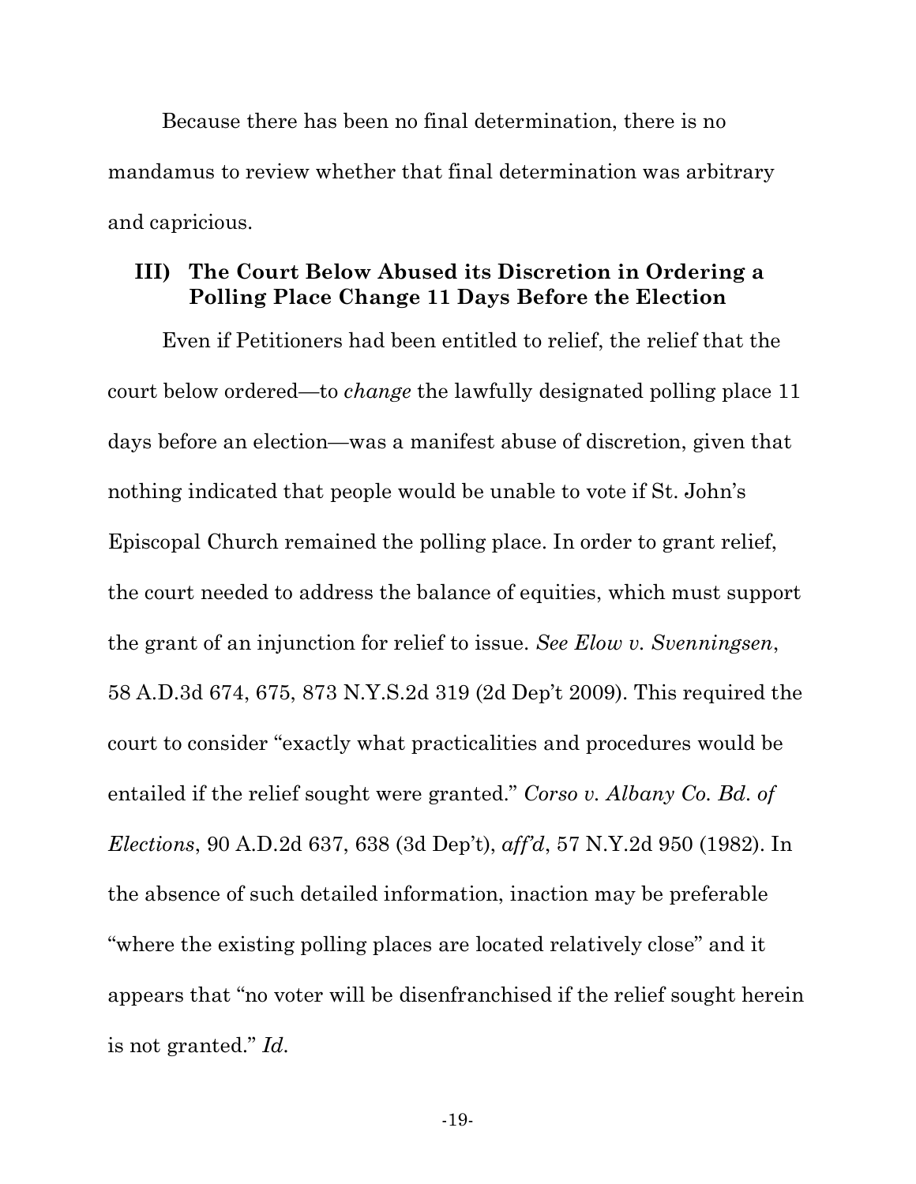Because there has been no final determination, there is no mandamus to review whether that final determination was arbitrary and capricious.

### III) The Court Below Abused its Discretion in Ordering a Polling Place Change 11 Days Before the Election

Even if Petitioners had been entitled to relief, the relief that the court below ordered—to *change* the lawfully designated polling place 11 days before an election—was a manifest abuse of discretion, given that nothing indicated that people would be unable to vote if St. John's Episcopal Church remained the polling place. In order to grant relief, the court needed to address the balance of equities, which must support the grant of an injunction for relief to issue. *See Elow v. Svenningsen*, 58 A.D.3d 674, 675, 873 N.Y.S.2d 319 (2d Dep't 2009). This required the court to consider "exactly what practicalities and procedures would be entailed if the relief sought were granted." *Corso v. Albany Co. Bd. of Elections*, 90 A.D.2d 637, 638 (3d Dep't), *aff'd*, 57 N.Y.2d 950 (1982). In the absence of such detailed information, inaction may be preferable "where the existing polling places are located relatively close" and it appears that "no voter will be disenfranchised if the relief sought herein is not granted." *Id.*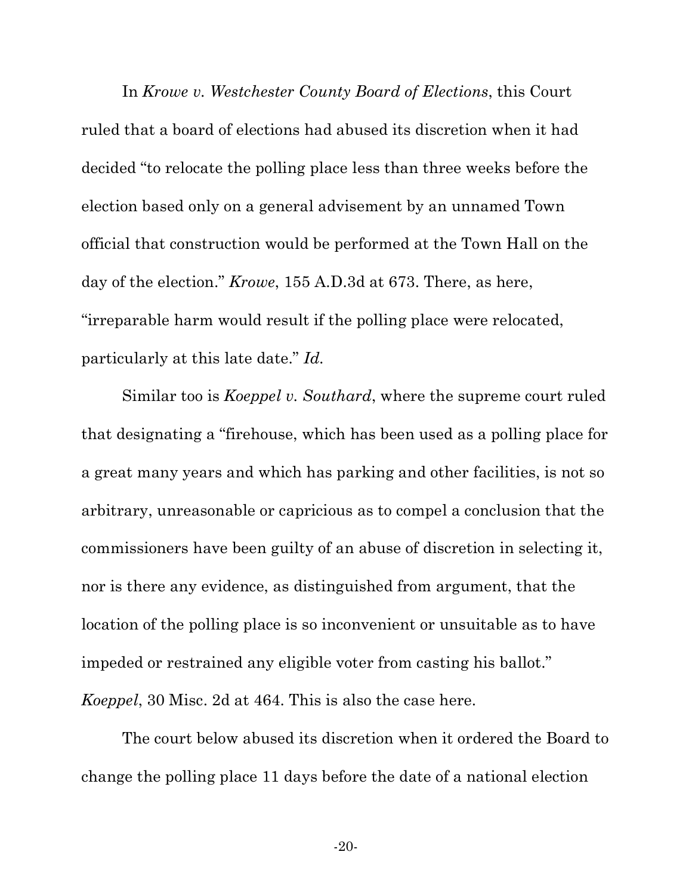In *Krowe v. Westchester County Board of Elections*, this Court ruled that a board of elections had abused its discretion when it had decided "to relocate the polling place less than three weeks before the election based only on a general advisement by an unnamed Town official that construction would be performed at the Town Hall on the day of the election." *Krowe*, 155 A.D.3d at 673. There, as here, "irreparable harm would result if the polling place were relocated, particularly at this late date." *Id.*

Similar too is *Koeppel v. Southard*, where the supreme court ruled that designating a "firehouse, which has been used as a polling place for a great many years and which has parking and other facilities, is not so arbitrary, unreasonable or capricious as to compel a conclusion that the commissioners have been guilty of an abuse of discretion in selecting it, nor is there any evidence, as distinguished from argument, that the location of the polling place is so inconvenient or unsuitable as to have impeded or restrained any eligible voter from casting his ballot." *Koeppel*, 30 Misc. 2d at 464. This is also the case here.

The court below abused its discretion when it ordered the Board to change the polling place 11 days before the date of a national election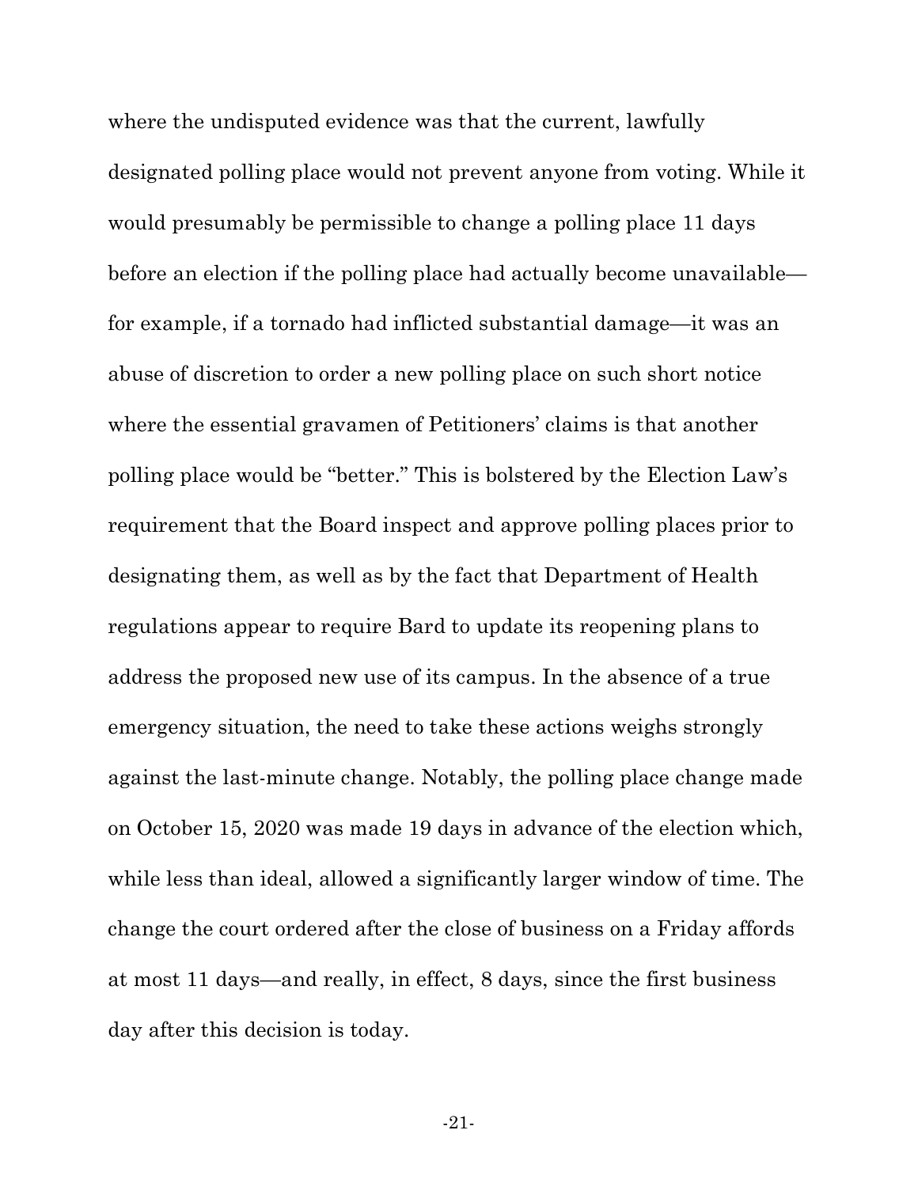where the undisputed evidence was that the current, lawfully designated polling place would not prevent anyone from voting. While it would presumably be permissible to change a polling place 11 days before an election if the polling place had actually become unavailable—for example, if a tornado had inflicted substantial damage—it was an abuse of discretion to order a new polling place on such short notice where the essential gravamen of Petitioners' claims is that another polling place would be "better." This is bolstered by the Election Law's requirement that the Board inspect and approve polling places prior to designating them, as well as by the fact that Department of Health regulations appear to require Bard to update its reopening plans to address the proposed new use of its campus. In the absence of a true emergency situation, the need to take these actions weighs strongly against the last-minute change. Notably, the polling place change made on October 15, 2020 was made 19 days in advance of the election which, while less than ideal, allowed a significantly larger window of time. The change the court ordered after the close of business on a Friday affords at most 11 days—and really, in effect, 8 days, since the first business day after this decision is today.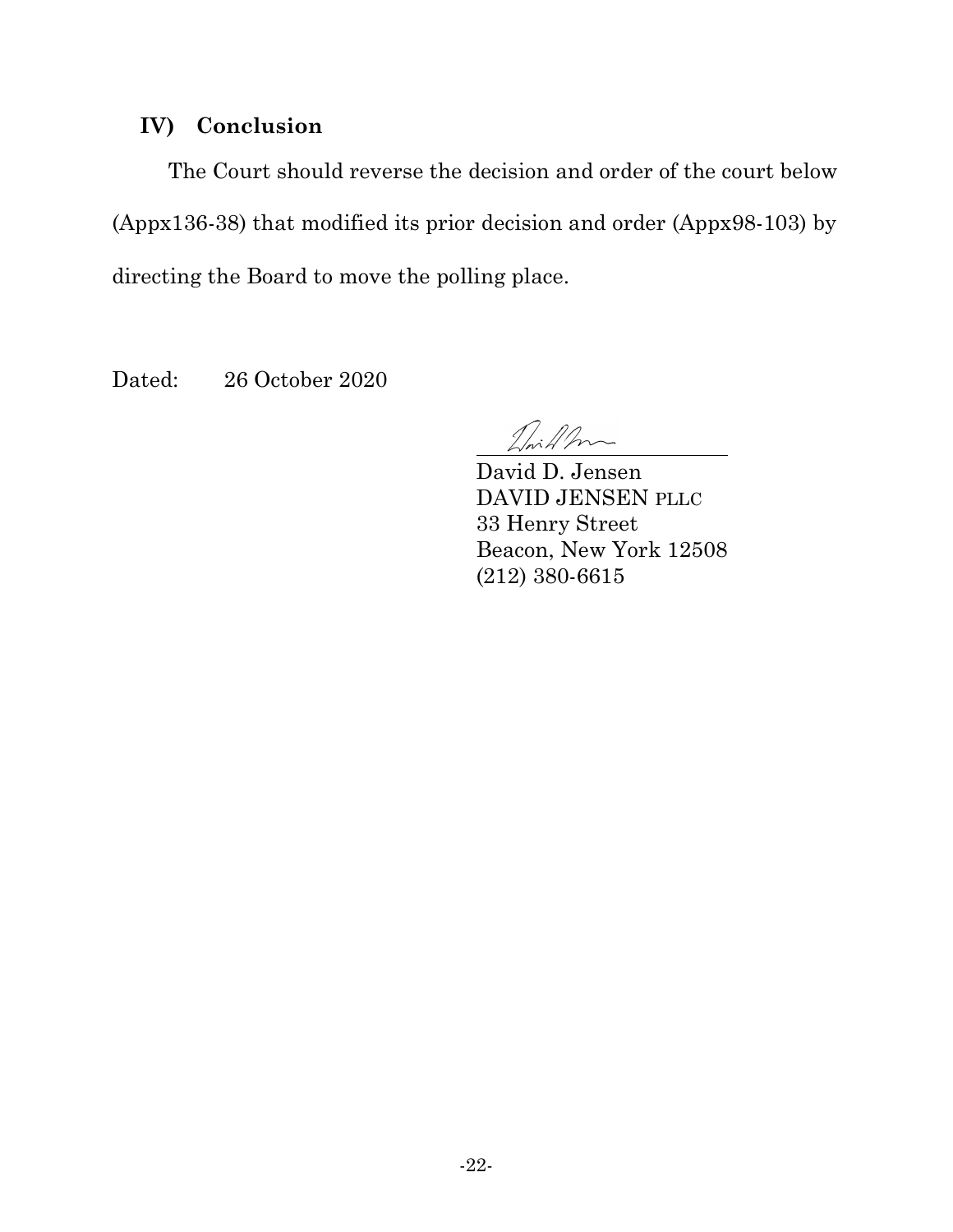## IV) Conclusion

The Court should reverse the decision and order of the court below (Appx136-38) that modified its prior decision and order (Appx98-103) by directing the Board to move the polling place.

Dated: 26 October 2020

David D. Jensen
DAVID JENSEN PLLC
33 Henry Street
Beacon, New York 12508
(212) 380-6615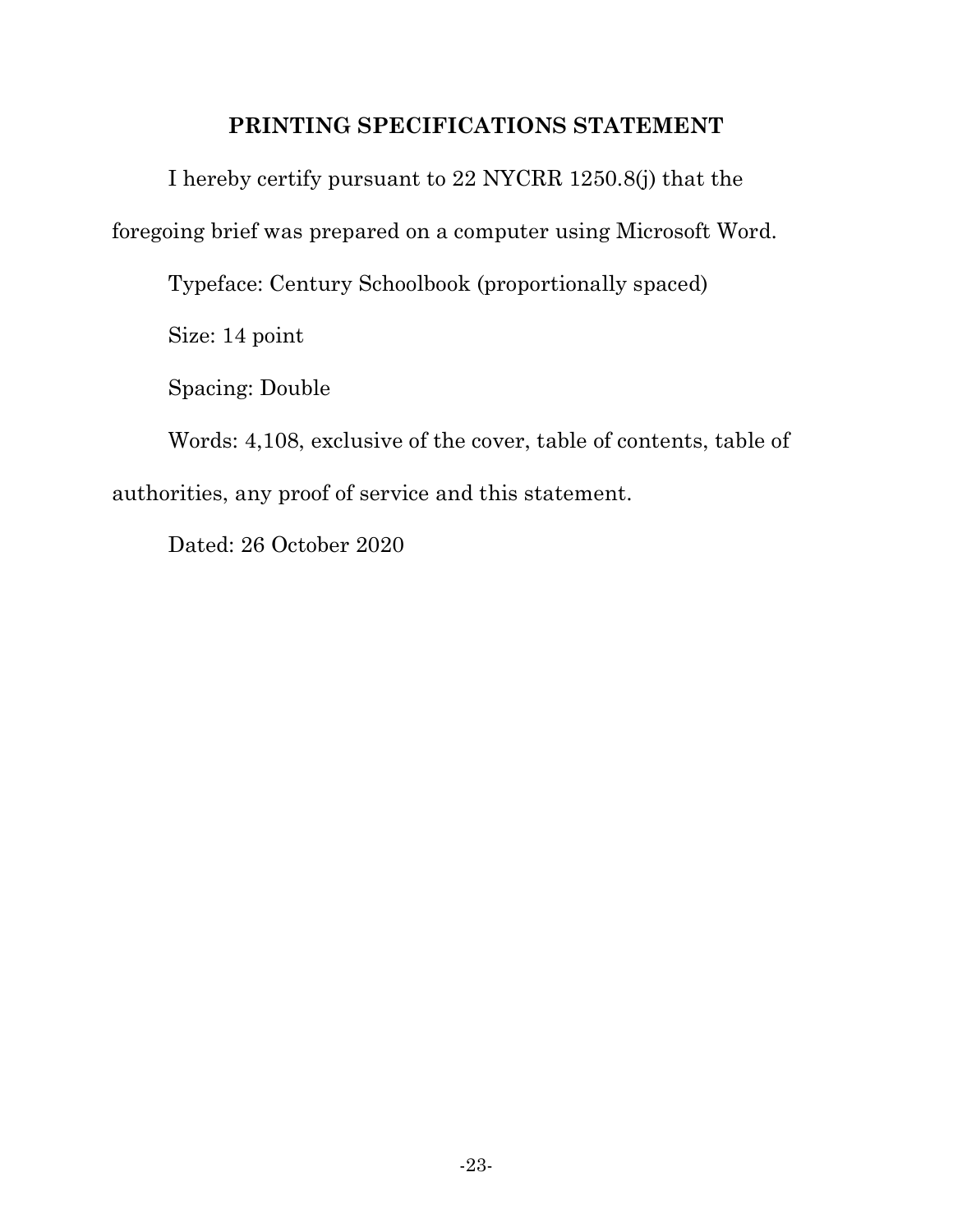## PRINTING SPECIFICATIONS STATEMENT

I hereby certify pursuant to 22 NYCRR 1250.8(j) that the foregoing brief was prepared on a computer using Microsoft Word.

Typeface: Century Schoolbook (proportionally spaced)

Size: 14 point

Spacing: Double

Words: 4,108, exclusive of the cover, table of contents, table of authorities, any proof of service and this statement.

Dated: 26 October 2020